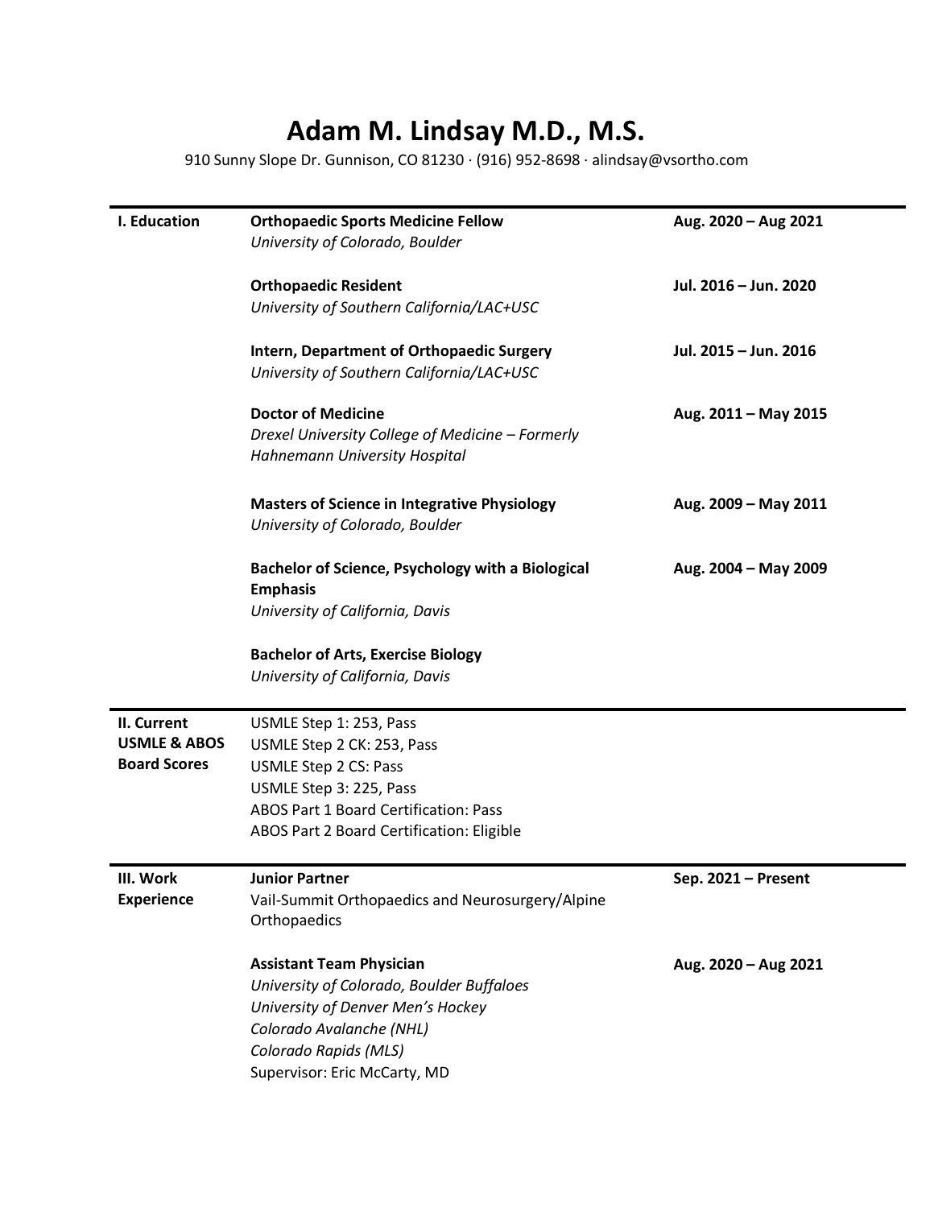# Adam M. Lindsay M.D., M.S.

910 Sunny Slope Dr. Gunnison, CO 81230 · (916) 952-8698 · alindsay@vsortho.com

## I. Education

**Orthopaedic Sports Medicine Fellow** — **Aug. 2020 – Aug 2021**
*University of Colorado, Boulder*

**Orthopaedic Resident** — **Jul. 2016 – Jun. 2020**
*University of Southern California/LAC+USC*

**Intern, Department of Orthopaedic Surgery** — **Jul. 2015 – Jun. 2016**
*University of Southern California/LAC+USC*

**Doctor of Medicine** — **Aug. 2011 – May 2015**
*Drexel University College of Medicine – Formerly Hahnemann University Hospital*

**Masters of Science in Integrative Physiology** — **Aug. 2009 – May 2011**
*University of Colorado, Boulder*

**Bachelor of Science, Psychology with a Biological Emphasis** — **Aug. 2004 – May 2009**
*University of California, Davis*

**Bachelor of Arts, Exercise Biology**
*University of California, Davis*

## II. Current USMLE & ABOS Board Scores

USMLE Step 1: 253, Pass
USMLE Step 2 CK: 253, Pass
USMLE Step 2 CS: Pass
USMLE Step 3: 225, Pass
ABOS Part 1 Board Certification: Pass
ABOS Part 2 Board Certification: Eligible

## III. Work Experience

**Junior Partner** — **Sep. 2021 – Present**
Vail-Summit Orthopaedics and Neurosurgery/Alpine Orthopaedics

**Assistant Team Physician** — **Aug. 2020 – Aug 2021**
*University of Colorado, Boulder Buffaloes*
*University of Denver Men's Hockey*
*Colorado Avalanche (NHL)*
*Colorado Rapids (MLS)*
Supervisor: Eric McCarty, MD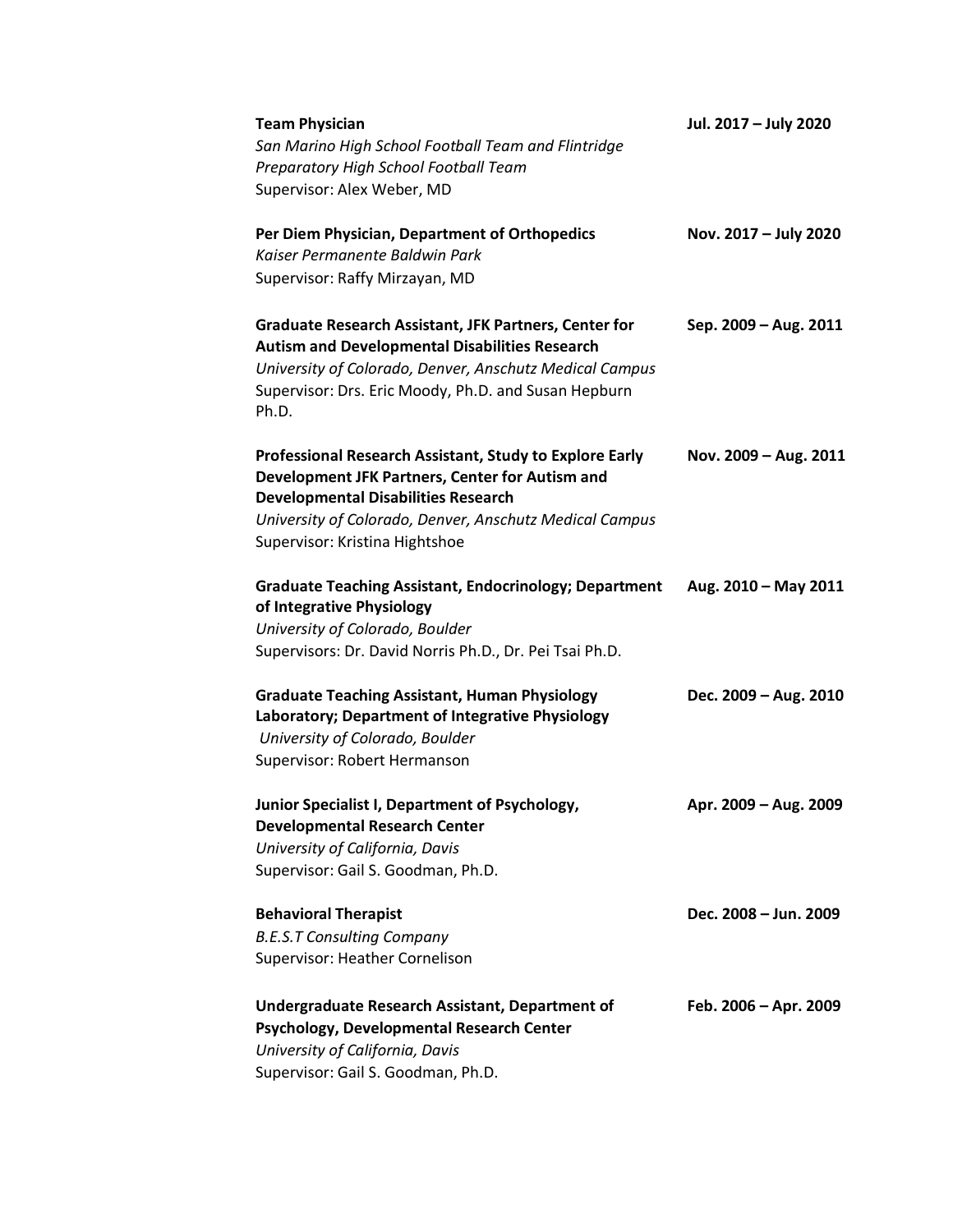**Team Physician** Jul. 2017 – July 2020
*San Marino High School Football Team and Flintridge Preparatory High School Football Team*
Supervisor: Alex Weber, MD

**Per Diem Physician, Department of Orthopedics** Nov. 2017 – July 2020
*Kaiser Permanente Baldwin Park*
Supervisor: Raffy Mirzayan, MD

**Graduate Research Assistant, JFK Partners, Center for Autism and Developmental Disabilities Research** Sep. 2009 – Aug. 2011
*University of Colorado, Denver, Anschutz Medical Campus*
Supervisor: Drs. Eric Moody, Ph.D. and Susan Hepburn Ph.D.

**Professional Research Assistant, Study to Explore Early Development JFK Partners, Center for Autism and Developmental Disabilities Research** Nov. 2009 – Aug. 2011
*University of Colorado, Denver, Anschutz Medical Campus*
Supervisor: Kristina Hightshoe

**Graduate Teaching Assistant, Endocrinology; Department of Integrative Physiology** Aug. 2010 – May 2011
*University of Colorado, Boulder*
Supervisors: Dr. David Norris Ph.D., Dr. Pei Tsai Ph.D.

**Graduate Teaching Assistant, Human Physiology Laboratory; Department of Integrative Physiology** Dec. 2009 – Aug. 2010
*University of Colorado, Boulder*
Supervisor: Robert Hermanson

**Junior Specialist I, Department of Psychology, Developmental Research Center** Apr. 2009 – Aug. 2009
*University of California, Davis*
Supervisor: Gail S. Goodman, Ph.D.

**Behavioral Therapist** Dec. 2008 – Jun. 2009
*B.E.S.T Consulting Company*
Supervisor: Heather Cornelison

**Undergraduate Research Assistant, Department of Psychology, Developmental Research Center** Feb. 2006 – Apr. 2009
*University of California, Davis*
Supervisor: Gail S. Goodman, Ph.D.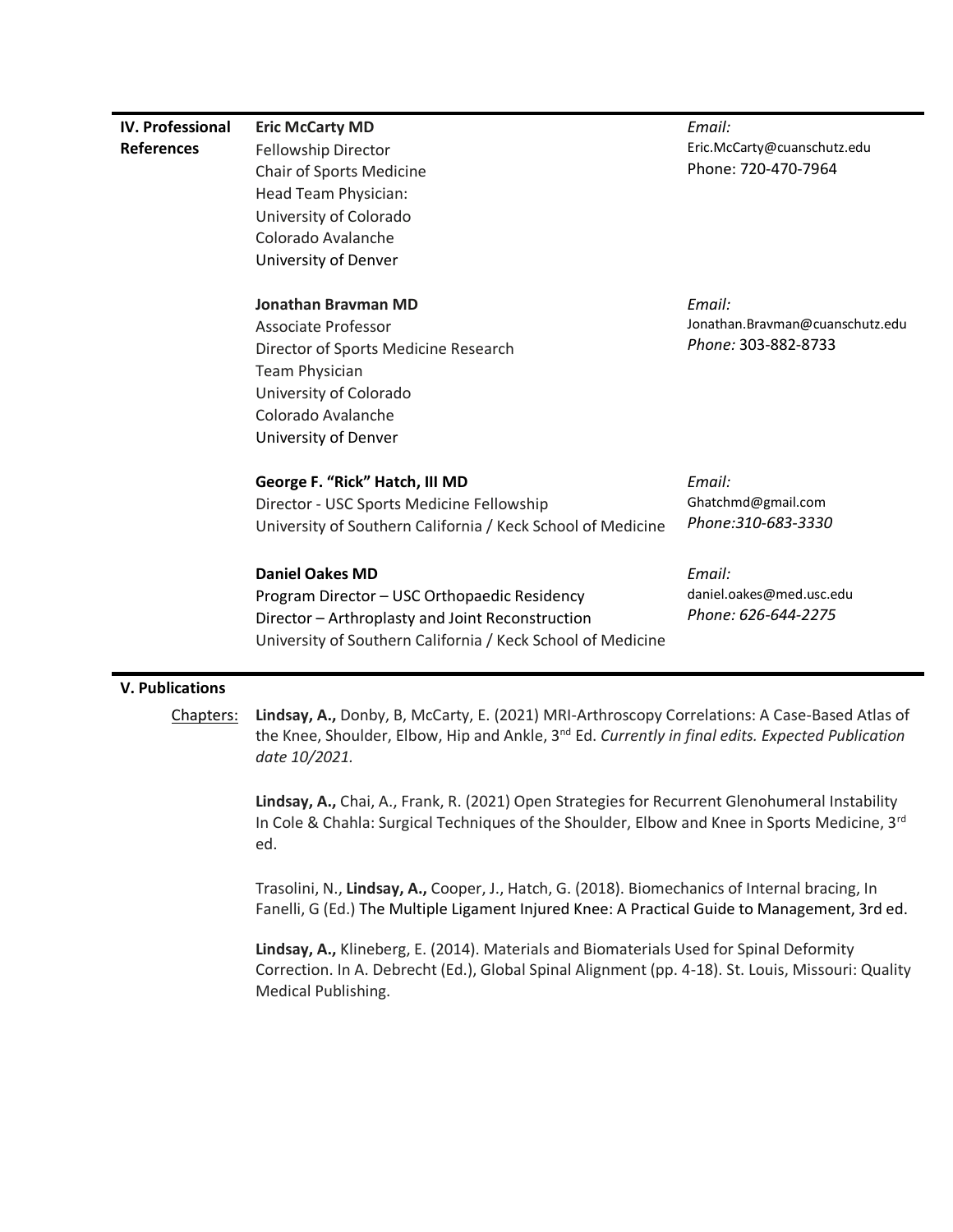## IV. Professional References

**Eric McCarty MD**
Fellowship Director
Chair of Sports Medicine
Head Team Physician:
University of Colorado
Colorado Avalanche
University of Denver

*Email:*
Eric.McCarty@cuanschutz.edu
Phone: 720-470-7964

**Jonathan Bravman MD**
Associate Professor
Director of Sports Medicine Research
Team Physician
University of Colorado
Colorado Avalanche
University of Denver

*Email:*
Jonathan.Bravman@cuanschutz.edu
*Phone:* 303-882-8733

**George F. "Rick" Hatch, III MD**
Director - USC Sports Medicine Fellowship
University of Southern California / Keck School of Medicine

*Email:*
Ghatchmd@gmail.com
*Phone:310-683-3330*

**Daniel Oakes MD**
Program Director – USC Orthopaedic Residency
Director – Arthroplasty and Joint Reconstruction
University of Southern California / Keck School of Medicine

*Email:*
daniel.oakes@med.usc.edu
*Phone: 626-644-2275*

## V. Publications

Chapters:

**Lindsay, A.,** Donby, B, McCarty, E. (2021) MRI-Arthroscopy Correlations: A Case-Based Atlas of the Knee, Shoulder, Elbow, Hip and Ankle, 3rd Ed. *Currently in final edits. Expected Publication date 10/2021.*

**Lindsay, A.,** Chai, A., Frank, R. (2021) Open Strategies for Recurrent Glenohumeral Instability In Cole & Chahla: Surgical Techniques of the Shoulder, Elbow and Knee in Sports Medicine, 3rd ed.

Trasolini, N., **Lindsay, A.,** Cooper, J., Hatch, G. (2018). Biomechanics of Internal bracing, In Fanelli, G (Ed.) The Multiple Ligament Injured Knee: A Practical Guide to Management, 3rd ed.

**Lindsay, A.,** Klineberg, E. (2014). Materials and Biomaterials Used for Spinal Deformity Correction. In A. Debrecht (Ed.), Global Spinal Alignment (pp. 4-18). St. Louis, Missouri: Quality Medical Publishing.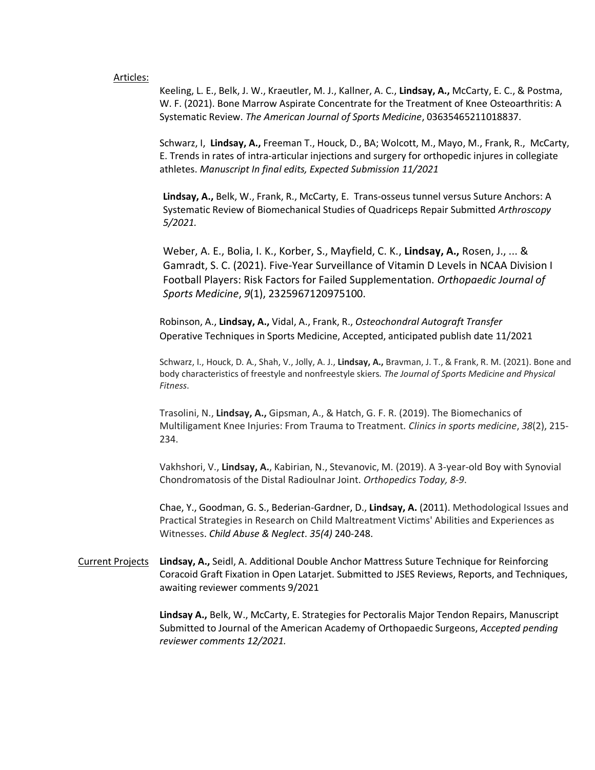Articles:

Keeling, L. E., Belk, J. W., Kraeutler, M. J., Kallner, A. C., **Lindsay, A.,** McCarty, E. C., & Postma, W. F. (2021). Bone Marrow Aspirate Concentrate for the Treatment of Knee Osteoarthritis: A Systematic Review. *The American Journal of Sports Medicine*, 03635465211018837.

Schwarz, I, **Lindsay, A.,** Freeman T., Houck, D., BA; Wolcott, M., Mayo, M., Frank, R., McCarty, E. Trends in rates of intra-articular injections and surgery for orthopedic injures in collegiate athletes. *Manuscript In final edits, Expected Submission 11/2021*

**Lindsay, A.,** Belk, W., Frank, R., McCarty, E. Trans-osseus tunnel versus Suture Anchors: A Systematic Review of Biomechanical Studies of Quadriceps Repair Submitted *Arthroscopy 5/2021.*

Weber, A. E., Bolia, I. K., Korber, S., Mayfield, C. K., **Lindsay, A.,** Rosen, J., ... & Gamradt, S. C. (2021). Five-Year Surveillance of Vitamin D Levels in NCAA Division I Football Players: Risk Factors for Failed Supplementation. *Orthopaedic Journal of Sports Medicine*, *9*(1), 2325967120975100.

Robinson, A., **Lindsay, A.,** Vidal, A., Frank, R., *Osteochondral Autograft Transfer* Operative Techniques in Sports Medicine, Accepted, anticipated publish date 11/2021

Schwarz, I., Houck, D. A., Shah, V., Jolly, A. J., **Lindsay, A.,** Bravman, J. T., & Frank, R. M. (2021). Bone and body characteristics of freestyle and nonfreestyle skiers. *The Journal of Sports Medicine and Physical Fitness*.

Trasolini, N., **Lindsay, A.,** Gipsman, A., & Hatch, G. F. R. (2019). The Biomechanics of Multiligament Knee Injuries: From Trauma to Treatment. *Clinics in sports medicine*, *38*(2), 215-234.

Vakhshori, V., **Lindsay, A.**, Kabirian, N., Stevanovic, M. (2019). A 3-year-old Boy with Synovial Chondromatosis of the Distal Radioulnar Joint. *Orthopedics Today, 8-9*.

Chae, Y., Goodman, G. S., Bederian-Gardner, D., **Lindsay, A.** (2011). Methodological Issues and Practical Strategies in Research on Child Maltreatment Victims' Abilities and Experiences as Witnesses. *Child Abuse & Neglect*. *35(4)* 240-248.

Current Projects

**Lindsay, A.,** Seidl, A. Additional Double Anchor Mattress Suture Technique for Reinforcing Coracoid Graft Fixation in Open Latarjet. Submitted to JSES Reviews, Reports, and Techniques, awaiting reviewer comments 9/2021

**Lindsay A.,** Belk, W., McCarty, E. Strategies for Pectoralis Major Tendon Repairs, Manuscript Submitted to Journal of the American Academy of Orthopaedic Surgeons, *Accepted pending reviewer comments 12/2021.*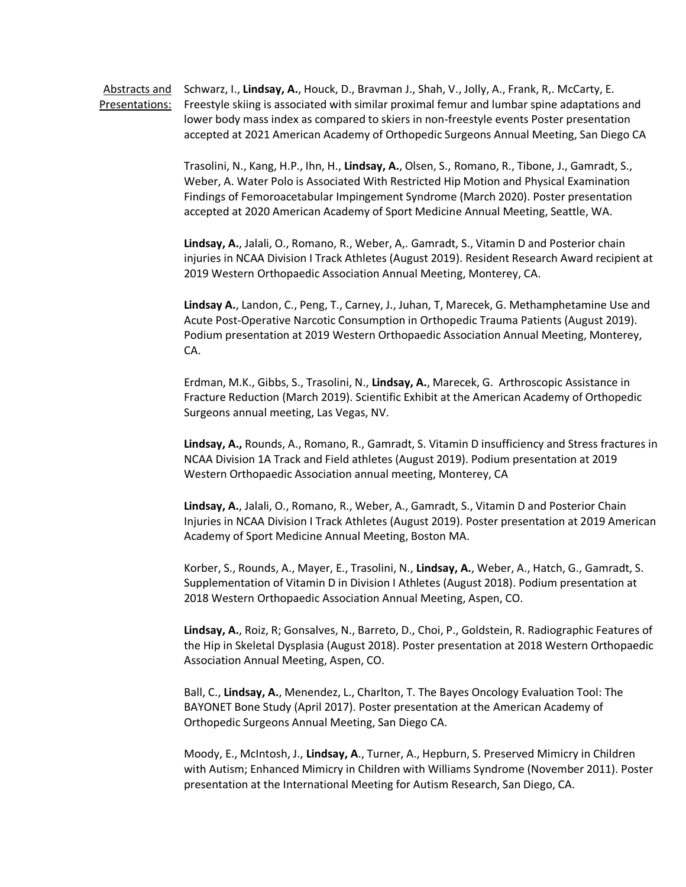Abstracts and Presentations:

Schwarz, I., **Lindsay, A.**, Houck, D., Bravman J., Shah, V., Jolly, A., Frank, R,. McCarty, E. Freestyle skiing is associated with similar proximal femur and lumbar spine adaptations and lower body mass index as compared to skiers in non-freestyle events Poster presentation accepted at 2021 American Academy of Orthopedic Surgeons Annual Meeting, San Diego CA

Trasolini, N., Kang, H.P., Ihn, H., **Lindsay, A.**, Olsen, S., Romano, R., Tibone, J., Gamradt, S., Weber, A. Water Polo is Associated With Restricted Hip Motion and Physical Examination Findings of Femoroacetabular Impingement Syndrome (March 2020). Poster presentation accepted at 2020 American Academy of Sport Medicine Annual Meeting, Seattle, WA.

**Lindsay, A.**, Jalali, O., Romano, R., Weber, A,. Gamradt, S., Vitamin D and Posterior chain injuries in NCAA Division I Track Athletes (August 2019). Resident Research Award recipient at 2019 Western Orthopaedic Association Annual Meeting, Monterey, CA.

**Lindsay A.**, Landon, C., Peng, T., Carney, J., Juhan, T, Marecek, G. Methamphetamine Use and Acute Post-Operative Narcotic Consumption in Orthopedic Trauma Patients (August 2019). Podium presentation at 2019 Western Orthopaedic Association Annual Meeting, Monterey, CA.

Erdman, M.K., Gibbs, S., Trasolini, N., **Lindsay, A.**, Marecek, G. Arthroscopic Assistance in Fracture Reduction (March 2019). Scientific Exhibit at the American Academy of Orthopedic Surgeons annual meeting, Las Vegas, NV.

**Lindsay, A.,** Rounds, A., Romano, R., Gamradt, S. Vitamin D insufficiency and Stress fractures in NCAA Division 1A Track and Field athletes (August 2019). Podium presentation at 2019 Western Orthopaedic Association annual meeting, Monterey, CA

**Lindsay, A.**, Jalali, O., Romano, R., Weber, A., Gamradt, S., Vitamin D and Posterior Chain Injuries in NCAA Division I Track Athletes (August 2019). Poster presentation at 2019 American Academy of Sport Medicine Annual Meeting, Boston MA.

Korber, S., Rounds, A., Mayer, E., Trasolini, N., **Lindsay, A.**, Weber, A., Hatch, G., Gamradt, S. Supplementation of Vitamin D in Division I Athletes (August 2018). Podium presentation at 2018 Western Orthopaedic Association Annual Meeting, Aspen, CO.

**Lindsay, A.**, Roiz, R; Gonsalves, N., Barreto, D., Choi, P., Goldstein, R. Radiographic Features of the Hip in Skeletal Dysplasia (August 2018). Poster presentation at 2018 Western Orthopaedic Association Annual Meeting, Aspen, CO.

Ball, C., **Lindsay, A.**, Menendez, L., Charlton, T. The Bayes Oncology Evaluation Tool: The BAYONET Bone Study (April 2017). Poster presentation at the American Academy of Orthopedic Surgeons Annual Meeting, San Diego CA.

Moody, E., McIntosh, J., **Lindsay, A**., Turner, A., Hepburn, S. Preserved Mimicry in Children with Autism; Enhanced Mimicry in Children with Williams Syndrome (November 2011). Poster presentation at the International Meeting for Autism Research, San Diego, CA.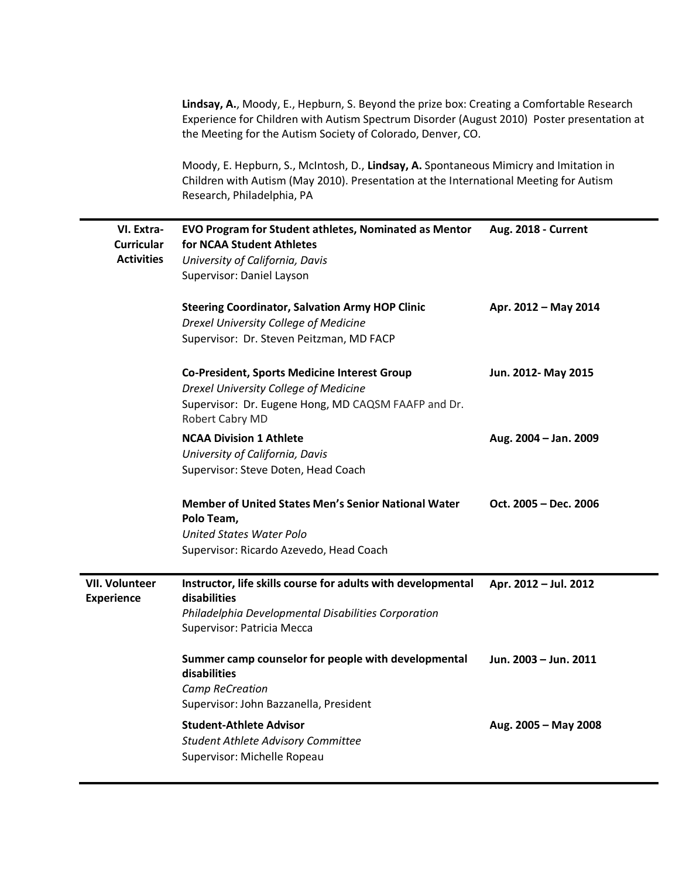**Lindsay, A.**, Moody, E., Hepburn, S. Beyond the prize box: Creating a Comfortable Research Experience for Children with Autism Spectrum Disorder (August 2010) Poster presentation at the Meeting for the Autism Society of Colorado, Denver, CO.

Moody, E. Hepburn, S., McIntosh, D., **Lindsay, A.** Spontaneous Mimicry and Imitation in Children with Autism (May 2010). Presentation at the International Meeting for Autism Research, Philadelphia, PA

---

## VI. Extra-Curricular Activities

**EVO Program for Student athletes, Nominated as Mentor for NCAA Student Athletes** — **Aug. 2018 - Current**
*University of California, Davis*
Supervisor: Daniel Layson

**Steering Coordinator, Salvation Army HOP Clinic** — **Apr. 2012 – May 2014**
*Drexel University College of Medicine*
Supervisor: Dr. Steven Peitzman, MD FACP

**Co-President, Sports Medicine Interest Group** — **Jun. 2012- May 2015**
*Drexel University College of Medicine*
Supervisor: Dr. Eugene Hong, MD CAQSM FAAFP and Dr. Robert Cabry MD

**NCAA Division 1 Athlete** — **Aug. 2004 – Jan. 2009**
*University of California, Davis*
Supervisor: Steve Doten, Head Coach

**Member of United States Men's Senior National Water Polo Team,** — **Oct. 2005 – Dec. 2006**
*United States Water Polo*
Supervisor: Ricardo Azevedo, Head Coach

---

## VII. Volunteer Experience

**Instructor, life skills course for adults with developmental disabilities** — **Apr. 2012 – Jul. 2012**
*Philadelphia Developmental Disabilities Corporation*
Supervisor: Patricia Mecca

**Summer camp counselor for people with developmental disabilities** — **Jun. 2003 – Jun. 2011**
*Camp ReCreation*
Supervisor: John Bazzanella, President

**Student-Athlete Advisor** — **Aug. 2005 – May 2008**
*Student Athlete Advisory Committee*
Supervisor: Michelle Ropeau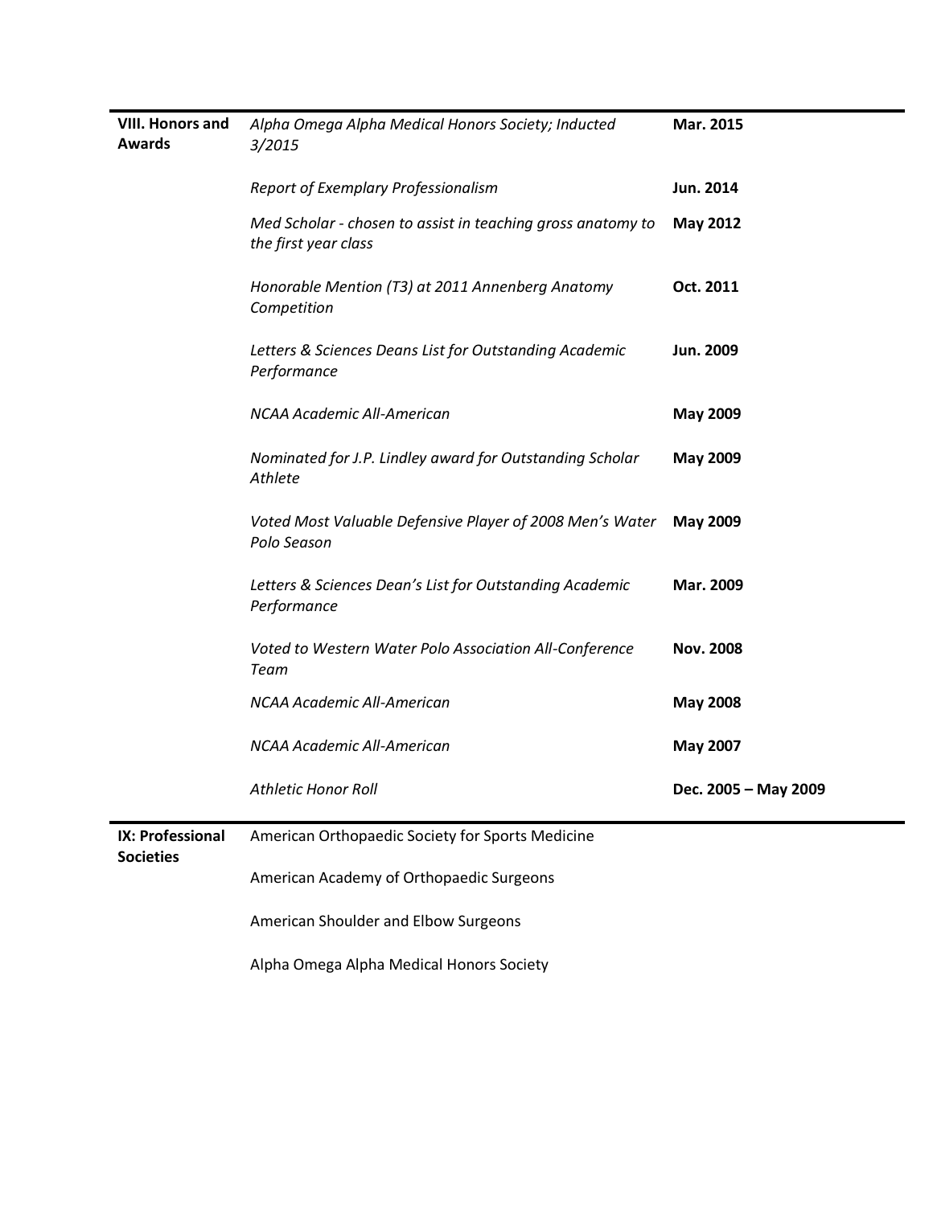## VIII. Honors and Awards

| | | |
|---|---|---|
| *Alpha Omega Alpha Medical Honors Society; Inducted 3/2015* | **Mar. 2015** |
| *Report of Exemplary Professionalism* | **Jun. 2014** |
| *Med Scholar - chosen to assist in teaching gross anatomy to the first year class* | **May 2012** |
| *Honorable Mention (T3) at 2011 Annenberg Anatomy Competition* | **Oct. 2011** |
| *Letters & Sciences Deans List for Outstanding Academic Performance* | **Jun. 2009** |
| *NCAA Academic All-American* | **May 2009** |
| *Nominated for J.P. Lindley award for Outstanding Scholar Athlete* | **May 2009** |
| *Voted Most Valuable Defensive Player of 2008 Men's Water Polo Season* | **May 2009** |
| *Letters & Sciences Dean's List for Outstanding Academic Performance* | **Mar. 2009** |
| *Voted to Western Water Polo Association All-Conference Team* | **Nov. 2008** |
| *NCAA Academic All-American* | **May 2008** |
| *NCAA Academic All-American* | **May 2007** |
| *Athletic Honor Roll* | **Dec. 2005 – May 2009** |

## IX: Professional Societies

American Orthopaedic Society for Sports Medicine

American Academy of Orthopaedic Surgeons

American Shoulder and Elbow Surgeons

Alpha Omega Alpha Medical Honors Society